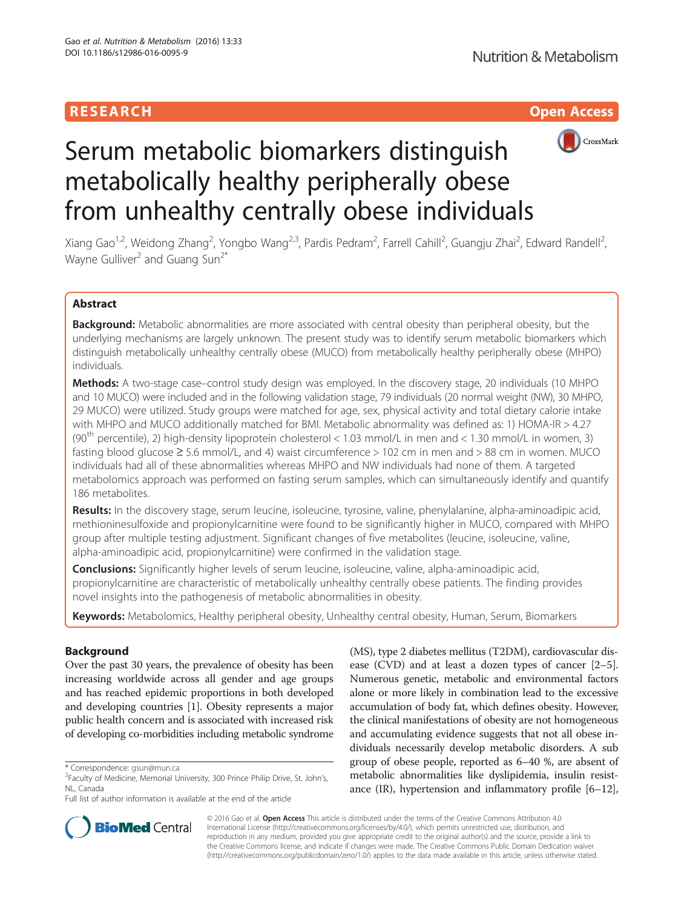RESEARCH Open Access

# Serum metabolic biomarkers distinguish metabolically healthy peripherally obese from unhealthy centrally obese individuals

Xiang Gao[1,2], Weidong Zhang[2], Yongbo Wang[2,3], Pardis Pedram[2], Farrell Cahill[2], Guangju Zhai[2], Edward Randell[2], Wayne Gulliver[2] and Guang Sun[2*]

## Abstract

**Background:** Metabolic abnormalities are more associated with central obesity than peripheral obesity, but the underlying mechanisms are largely unknown. The present study was to identify serum metabolic biomarkers which distinguish metabolically unhealthy centrally obese (MUCO) from metabolically healthy peripherally obese (MHPO) individuals.

**Methods:** A two-stage case–control study design was employed. In the discovery stage, 20 individuals (10 MHPO and 10 MUCO) were included and in the following validation stage, 79 individuals (20 normal weight (NW), 30 MHPO, 29 MUCO) were utilized. Study groups were matched for age, sex, physical activity and total dietary calorie intake with MHPO and MUCO additionally matched for BMI. Metabolic abnormality was defined as: 1) HOMA-IR > 4.27 (90[th] percentile), 2) high-density lipoprotein cholesterol < 1.03 mmol/L in men and < 1.30 mmol/L in women, 3) fasting blood glucose ≥ 5.6 mmol/L, and 4) waist circumference > 102 cm in men and > 88 cm in women. MUCO individuals had all of these abnormalities whereas MHPO and NW individuals had none of them. A targeted metabolomics approach was performed on fasting serum samples, which can simultaneously identify and quantify 186 metabolites.

**Results:** In the discovery stage, serum leucine, isoleucine, tyrosine, valine, phenylalanine, alpha-aminoadipic acid, methioninesulfoxide and propionylcarnitine were found to be significantly higher in MUCO, compared with MHPO group after multiple testing adjustment. Significant changes of five metabolites (leucine, isoleucine, valine, alpha-aminoadipic acid, propionylcarnitine) were confirmed in the validation stage.

**Conclusions:** Significantly higher levels of serum leucine, isoleucine, valine, alpha-aminoadipic acid, propionylcarnitine are characteristic of metabolically unhealthy centrally obese patients. The finding provides novel insights into the pathogenesis of metabolic abnormalities in obesity.

**Keywords:** Metabolomics, Healthy peripheral obesity, Unhealthy central obesity, Human, Serum, Biomarkers

## Background

Over the past 30 years, the prevalence of obesity has been increasing worldwide across all gender and age groups and has reached epidemic proportions in both developed and developing countries [1]. Obesity represents a major public health concern and is associated with increased risk of developing co-morbidities including metabolic syndrome (MS), type 2 diabetes mellitus (T2DM), cardiovascular disease (CVD) and at least a dozen types of cancer [2–5]. Numerous genetic, metabolic and environmental factors alone or more likely in combination lead to the excessive accumulation of body fat, which defines obesity. However, the clinical manifestations of obesity are not homogeneous and accumulating evidence suggests that not all obese individuals necessarily develop metabolic disorders. A sub group of obese people, reported as 6–40 %, are absent of metabolic abnormalities like dyslipidemia, insulin resistance (IR), hypertension and inflammatory profile [6–12],

\* Correspondence: gsun@mun.ca
[2]Faculty of Medicine, Memorial University, 300 Prince Philip Drive, St. John's, NL, Canada
Full list of author information is available at the end of the article

© 2016 Gao et al. **Open Access** This article is distributed under the terms of the Creative Commons Attribution 4.0 International License (http://creativecommons.org/licenses/by/4.0/), which permits unrestricted use, distribution, and reproduction in any medium, provided you give appropriate credit to the original author(s) and the source, provide a link to the Creative Commons license, and indicate if changes were made. The Creative Commons Public Domain Dedication waiver (http://creativecommons.org/publicdomain/zero/1.0/) applies to the data made available in this article, unless otherwise stated.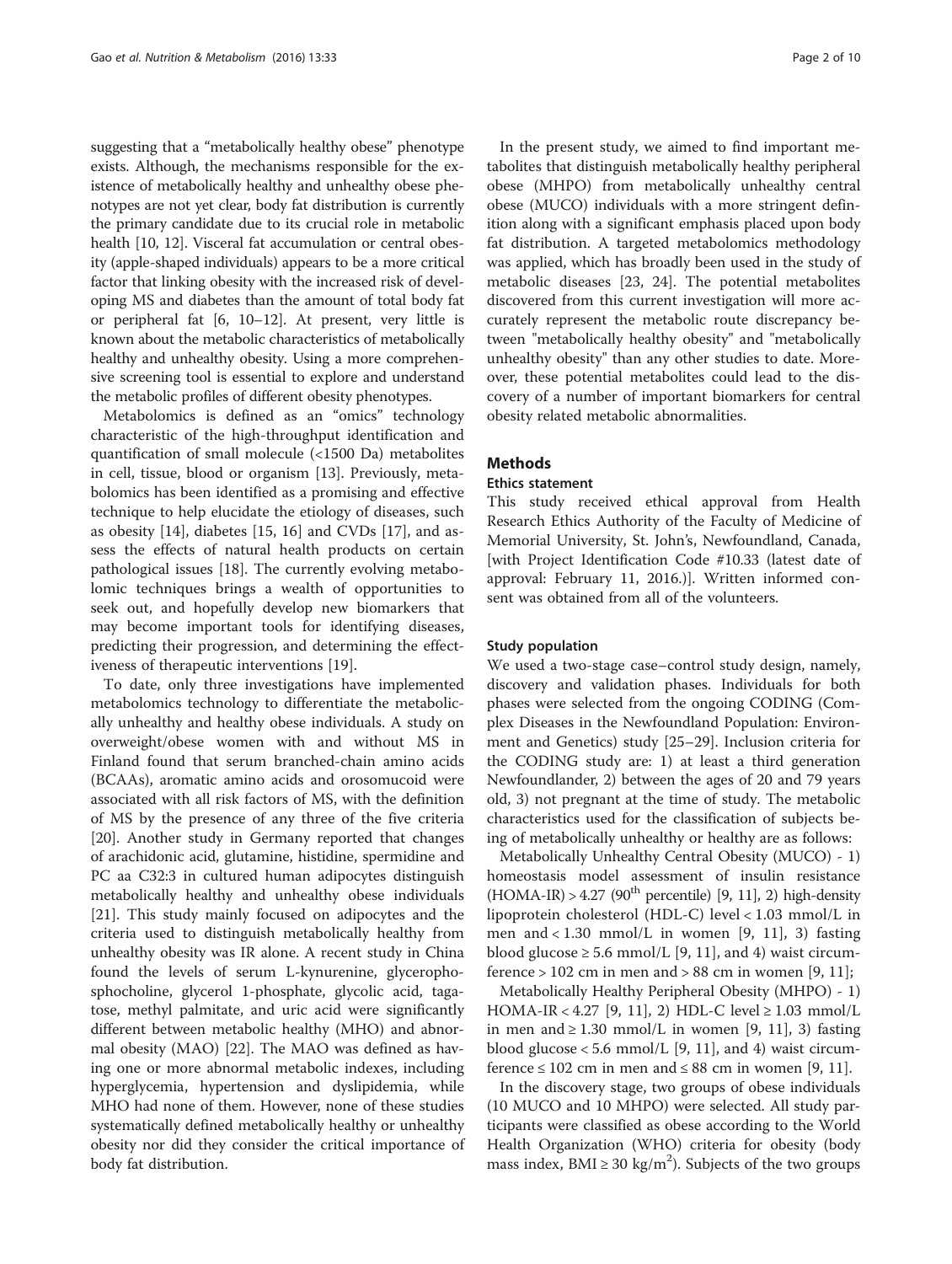suggesting that a "metabolically healthy obese" phenotype exists. Although, the mechanisms responsible for the existence of metabolically healthy and unhealthy obese phenotypes are not yet clear, body fat distribution is currently the primary candidate due to its crucial role in metabolic health [10, 12]. Visceral fat accumulation or central obesity (apple-shaped individuals) appears to be a more critical factor that linking obesity with the increased risk of developing MS and diabetes than the amount of total body fat or peripheral fat [6, 10–12]. At present, very little is known about the metabolic characteristics of metabolically healthy and unhealthy obesity. Using a more comprehensive screening tool is essential to explore and understand the metabolic profiles of different obesity phenotypes.

Metabolomics is defined as an "omics" technology characteristic of the high-throughput identification and quantification of small molecule (<1500 Da) metabolites in cell, tissue, blood or organism [13]. Previously, metabolomics has been identified as a promising and effective technique to help elucidate the etiology of diseases, such as obesity [14], diabetes [15, 16] and CVDs [17], and assess the effects of natural health products on certain pathological issues [18]. The currently evolving metabolomic techniques brings a wealth of opportunities to seek out, and hopefully develop new biomarkers that may become important tools for identifying diseases, predicting their progression, and determining the effectiveness of therapeutic interventions [19].

To date, only three investigations have implemented metabolomics technology to differentiate the metabolically unhealthy and healthy obese individuals. A study on overweight/obese women with and without MS in Finland found that serum branched-chain amino acids (BCAAs), aromatic amino acids and orosomucoid were associated with all risk factors of MS, with the definition of MS by the presence of any three of the five criteria [20]. Another study in Germany reported that changes of arachidonic acid, glutamine, histidine, spermidine and PC aa C32:3 in cultured human adipocytes distinguish metabolically healthy and unhealthy obese individuals [21]. This study mainly focused on adipocytes and the criteria used to distinguish metabolically healthy from unhealthy obesity was IR alone. A recent study in China found the levels of serum L-kynurenine, glycerophosphocholine, glycerol 1-phosphate, glycolic acid, tagatose, methyl palmitate, and uric acid were significantly different between metabolic healthy (MHO) and abnormal obesity (MAO) [22]. The MAO was defined as having one or more abnormal metabolic indexes, including hyperglycemia, hypertension and dyslipidemia, while MHO had none of them. However, none of these studies systematically defined metabolically healthy or unhealthy obesity nor did they consider the critical importance of body fat distribution.

In the present study, we aimed to find important metabolites that distinguish metabolically healthy peripheral obese (MHPO) from metabolically unhealthy central obese (MUCO) individuals with a more stringent definition along with a significant emphasis placed upon body fat distribution. A targeted metabolomics methodology was applied, which has broadly been used in the study of metabolic diseases [23, 24]. The potential metabolites discovered from this current investigation will more accurately represent the metabolic route discrepancy between "metabolically healthy obesity" and "metabolically unhealthy obesity" than any other studies to date. Moreover, these potential metabolites could lead to the discovery of a number of important biomarkers for central obesity related metabolic abnormalities.

## Methods

### Ethics statement

This study received ethical approval from Health Research Ethics Authority of the Faculty of Medicine of Memorial University, St. John's, Newfoundland, Canada, [with Project Identification Code #10.33 (latest date of approval: February 11, 2016.)]. Written informed consent was obtained from all of the volunteers.

### Study population

We used a two-stage case–control study design, namely, discovery and validation phases. Individuals for both phases were selected from the ongoing CODING (Complex Diseases in the Newfoundland Population: Environment and Genetics) study [25–29]. Inclusion criteria for the CODING study are: 1) at least a third generation Newfoundlander, 2) between the ages of 20 and 79 years old, 3) not pregnant at the time of study. The metabolic characteristics used for the classification of subjects being of metabolically unhealthy or healthy are as follows:

Metabolically Unhealthy Central Obesity (MUCO) - 1) homeostasis model assessment of insulin resistance (HOMA-IR) > 4.27 ($90^{th}$ percentile) [9, 11], 2) high-density lipoprotein cholesterol (HDL-C) level < 1.03 mmol/L in men and < 1.30 mmol/L in women [9, 11], 3) fasting blood glucose ≥ 5.6 mmol/L [9, 11], and 4) waist circumference > 102 cm in men and > 88 cm in women [9, 11];

Metabolically Healthy Peripheral Obesity (MHPO) - 1) HOMA-IR < 4.27 [9, 11], 2) HDL-C level ≥ 1.03 mmol/L in men and ≥ 1.30 mmol/L in women [9, 11], 3) fasting blood glucose < 5.6 mmol/L [9, 11], and 4) waist circumference ≤ 102 cm in men and ≤ 88 cm in women [9, 11].

In the discovery stage, two groups of obese individuals (10 MUCO and 10 MHPO) were selected. All study participants were classified as obese according to the World Health Organization (WHO) criteria for obesity (body mass index, BMI ≥ 30 $kg/m^2$). Subjects of the two groups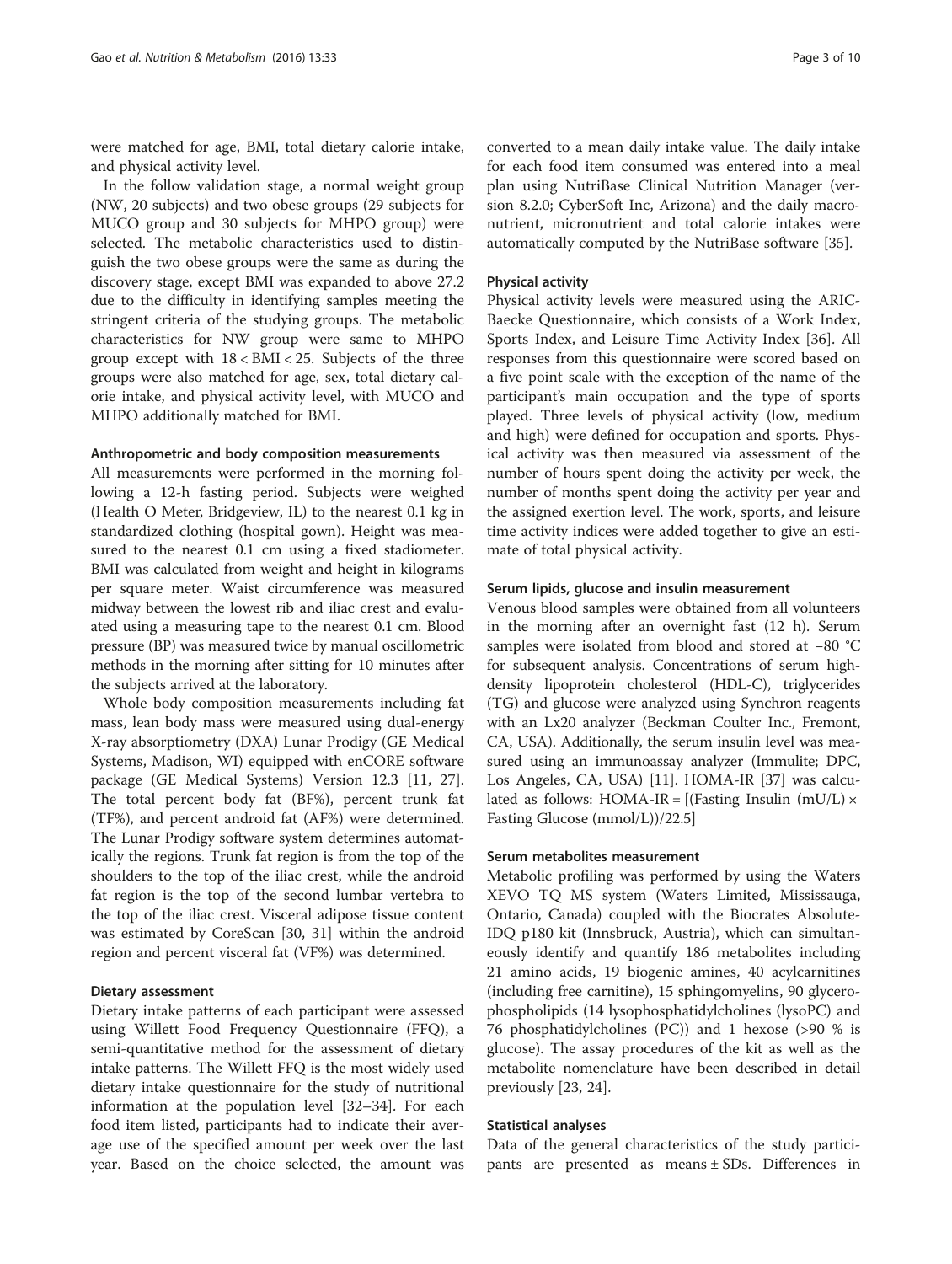were matched for age, BMI, total dietary calorie intake, and physical activity level.

In the follow validation stage, a normal weight group (NW, 20 subjects) and two obese groups (29 subjects for MUCO group and 30 subjects for MHPO group) were selected. The metabolic characteristics used to distinguish the two obese groups were the same as during the discovery stage, except BMI was expanded to above 27.2 due to the difficulty in identifying samples meeting the stringent criteria of the studying groups. The metabolic characteristics for NW group were same to MHPO group except with $18 < BMI < 25$. Subjects of the three groups were also matched for age, sex, total dietary calorie intake, and physical activity level, with MUCO and MHPO additionally matched for BMI.

### Anthropometric and body composition measurements

All measurements were performed in the morning following a 12-h fasting period. Subjects were weighed (Health O Meter, Bridgeview, IL) to the nearest 0.1 kg in standardized clothing (hospital gown). Height was measured to the nearest 0.1 cm using a fixed stadiometer. BMI was calculated from weight and height in kilograms per square meter. Waist circumference was measured midway between the lowest rib and iliac crest and evaluated using a measuring tape to the nearest 0.1 cm. Blood pressure (BP) was measured twice by manual oscillometric methods in the morning after sitting for 10 minutes after the subjects arrived at the laboratory.

Whole body composition measurements including fat mass, lean body mass were measured using dual-energy X-ray absorptiometry (DXA) Lunar Prodigy (GE Medical Systems, Madison, WI) equipped with enCORE software package (GE Medical Systems) Version 12.3 [11, 27]. The total percent body fat (BF%), percent trunk fat (TF%), and percent android fat (AF%) were determined. The Lunar Prodigy software system determines automatically the regions. Trunk fat region is from the top of the shoulders to the top of the iliac crest, while the android fat region is the top of the second lumbar vertebra to the top of the iliac crest. Visceral adipose tissue content was estimated by CoreScan [30, 31] within the android region and percent visceral fat (VF%) was determined.

### Dietary assessment

Dietary intake patterns of each participant were assessed using Willett Food Frequency Questionnaire (FFQ), a semi-quantitative method for the assessment of dietary intake patterns. The Willett FFQ is the most widely used dietary intake questionnaire for the study of nutritional information at the population level [32–34]. For each food item listed, participants had to indicate their average use of the specified amount per week over the last year. Based on the choice selected, the amount was converted to a mean daily intake value. The daily intake for each food item consumed was entered into a meal plan using NutriBase Clinical Nutrition Manager (version 8.2.0; CyberSoft Inc, Arizona) and the daily macronutrient, micronutrient and total calorie intakes were automatically computed by the NutriBase software [35].

### Physical activity

Physical activity levels were measured using the ARIC-Baecke Questionnaire, which consists of a Work Index, Sports Index, and Leisure Time Activity Index [36]. All responses from this questionnaire were scored based on a five point scale with the exception of the name of the participant's main occupation and the type of sports played. Three levels of physical activity (low, medium and high) were defined for occupation and sports. Physical activity was then measured via assessment of the number of hours spent doing the activity per week, the number of months spent doing the activity per year and the assigned exertion level. The work, sports, and leisure time activity indices were added together to give an estimate of total physical activity.

### Serum lipids, glucose and insulin measurement

Venous blood samples were obtained from all volunteers in the morning after an overnight fast (12 h). Serum samples were isolated from blood and stored at −80 °C for subsequent analysis. Concentrations of serum high-density lipoprotein cholesterol (HDL-C), triglycerides (TG) and glucose were analyzed using Synchron reagents with an Lx20 analyzer (Beckman Coulter Inc., Fremont, CA, USA). Additionally, the serum insulin level was measured using an immunoassay analyzer (Immulite; DPC, Los Angeles, CA, USA) [11]. HOMA-IR [37] was calculated as follows: $\text{HOMA-IR} = [(\text{Fasting Insulin (mU/L)} \times \text{Fasting Glucose (mmol/L)})/22.5]$

### Serum metabolites measurement

Metabolic profiling was performed by using the Waters XEVO TQ MS system (Waters Limited, Mississauga, Ontario, Canada) coupled with the Biocrates Absolute-IDQ p180 kit (Innsbruck, Austria), which can simultaneously identify and quantify 186 metabolites including 21 amino acids, 19 biogenic amines, 40 acylcarnitines (including free carnitine), 15 sphingomyelins, 90 glycerophospholipids (14 lysophosphatidylcholines (lysoPC) and 76 phosphatidylcholines (PC)) and 1 hexose (>90 % is glucose). The assay procedures of the kit as well as the metabolite nomenclature have been described in detail previously [23, 24].

### Statistical analyses

Data of the general characteristics of the study participants are presented as means ± SDs. Differences in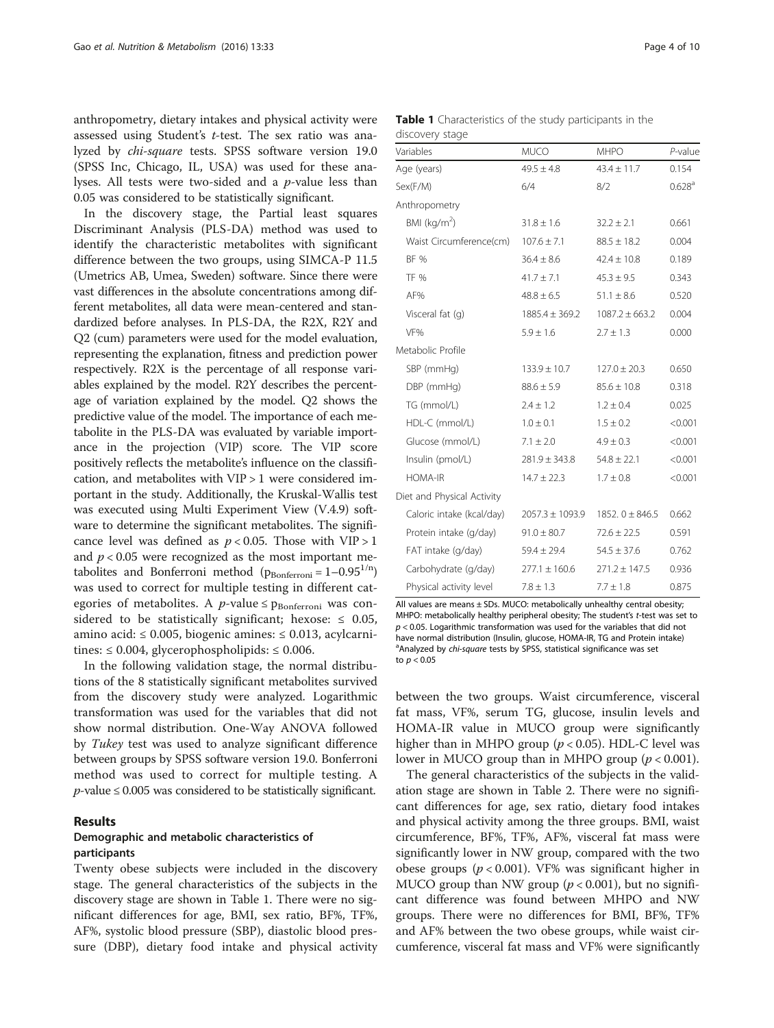anthropometry, dietary intakes and physical activity were assessed using Student's *t*-test. The sex ratio was analyzed by *chi-square* tests. SPSS software version 19.0 (SPSS Inc, Chicago, IL, USA) was used for these analyses. All tests were two-sided and a *p*-value less than 0.05 was considered to be statistically significant.

In the discovery stage, the Partial least squares Discriminant Analysis (PLS-DA) method was used to identify the characteristic metabolites with significant difference between the two groups, using SIMCA-P 11.5 (Umetrics AB, Umea, Sweden) software. Since there were vast differences in the absolute concentrations among different metabolites, all data were mean-centered and standardized before analyses. In PLS-DA, the R2X, R2Y and Q2 (cum) parameters were used for the model evaluation, representing the explanation, fitness and prediction power respectively. R2X is the percentage of all response variables explained by the model. R2Y describes the percentage of variation explained by the model. Q2 shows the predictive value of the model. The importance of each metabolite in the PLS-DA was evaluated by variable importance in the projection (VIP) score. The VIP score positively reflects the metabolite's influence on the classification, and metabolites with VIP > 1 were considered important in the study. Additionally, the Kruskal-Wallis test was executed using Multi Experiment View (V.4.9) software to determine the significant metabolites. The significance level was defined as $p < 0.05$. Those with VIP > 1 and $p < 0.05$ were recognized as the most important metabolites and Bonferroni method ($p_{Bonferroni} = 1–0.95^{1/n}$) was used to correct for multiple testing in different categories of metabolites. A *p*-value ≤ $p_{Bonferroni}$ was considered to be statistically significant; hexose: ≤ 0.05, amino acid: ≤ 0.005, biogenic amines: ≤ 0.013, acylcarnitines: ≤ 0.004, glycerophospholipids: ≤ 0.006.

In the following validation stage, the normal distributions of the 8 statistically significant metabolites survived from the discovery study were analyzed. Logarithmic transformation was used for the variables that did not show normal distribution. One-Way ANOVA followed by *Tukey* test was used to analyze significant difference between groups by SPSS software version 19.0. Bonferroni method was used to correct for multiple testing. A *p*-value ≤ 0.005 was considered to be statistically significant.

## Results

### Demographic and metabolic characteristics of participants

Twenty obese subjects were included in the discovery stage. The general characteristics of the subjects in the discovery stage are shown in Table 1. There were no significant differences for age, BMI, sex ratio, BF%, TF%, AF%, systolic blood pressure (SBP), diastolic blood pressure (DBP), dietary food intake and physical activity between the two groups. Waist circumference, visceral fat mass, VF%, serum TG, glucose, insulin levels and HOMA-IR value in MUCO group were significantly higher than in MHPO group ($p < 0.05$). HDL-C level was lower in MUCO group than in MHPO group ($p < 0.001$).

**Table 1** Characteristics of the study participants in the discovery stage

| Variables | MUCO | MHPO | *P*-value |
|---|---|---|---|
| Age (years) | 49.5 ± 4.8 | 43.4 ± 11.7 | 0.154 |
| Sex(F/M) | 6/4 | 8/2 | 0.628[a] |
| Anthropometry | | | |
| BMI (kg/m$^2$) | 31.8 ± 1.6 | 32.2 ± 2.1 | 0.661 |
| Waist Circumference(cm) | 107.6 ± 7.1 | 88.5 ± 18.2 | 0.004 |
| BF % | 36.4 ± 8.6 | 42.4 ± 10.8 | 0.189 |
| TF % | 41.7 ± 7.1 | 45.3 ± 9.5 | 0.343 |
| AF% | 48.8 ± 6.5 | 51.1 ± 8.6 | 0.520 |
| Visceral fat (g) | 1885.4 ± 369.2 | 1087.2 ± 663.2 | 0.004 |
| VF% | 5.9 ± 1.6 | 2.7 ± 1.3 | 0.000 |
| Metabolic Profile | | | |
| SBP (mmHg) | 133.9 ± 10.7 | 127.0 ± 20.3 | 0.650 |
| DBP (mmHg) | 88.6 ± 5.9 | 85.6 ± 10.8 | 0.318 |
| TG (mmol/L) | 2.4 ± 1.2 | 1.2 ± 0.4 | 0.025 |
| HDL-C (mmol/L) | 1.0 ± 0.1 | 1.5 ± 0.2 | <0.001 |
| Glucose (mmol/L) | 7.1 ± 2.0 | 4.9 ± 0.3 | <0.001 |
| Insulin (pmol/L) | 281.9 ± 343.8 | 54.8 ± 22.1 | <0.001 |
| HOMA-IR | 14.7 ± 22.3 | 1.7 ± 0.8 | <0.001 |
| Diet and Physical Activity | | | |
| Caloric intake (kcal/day) | 2057.3 ± 1093.9 | 1852. 0 ± 846.5 | 0.662 |
| Protein intake (g/day) | 91.0 ± 80.7 | 72.6 ± 22.5 | 0.591 |
| FAT intake (g/day) | 59.4 ± 29.4 | 54.5 ± 37.6 | 0.762 |
| Carbohydrate (g/day) | 277.1 ± 160.6 | 271.2 ± 147.5 | 0.936 |
| Physical activity level | 7.8 ± 1.3 | 7.7 ± 1.8 | 0.875 |

All values are means ± SDs. MUCO: metabolically unhealthy central obesity; MHPO: metabolically healthy peripheral obesity; The student's *t*-test was set to $p < 0.05$. Logarithmic transformation was used for the variables that did not have normal distribution (Insulin, glucose, HOMA-IR, TG and Protein intake)
[a]Analyzed by *chi-square* tests by SPSS, statistical significance was set to $p < 0.05$

The general characteristics of the subjects in the validation stage are shown in Table 2. There were no significant differences for age, sex ratio, dietary food intakes and physical activity among the three groups. BMI, waist circumference, BF%, TF%, AF%, visceral fat mass were significantly lower in NW group, compared with the two obese groups ($p < 0.001$). VF% was significant higher in MUCO group than NW group ($p < 0.001$), but no significant difference was found between MHPO and NW groups. There were no differences for BMI, BF%, TF% and AF% between the two obese groups, while waist circumference, visceral fat mass and VF% were significantly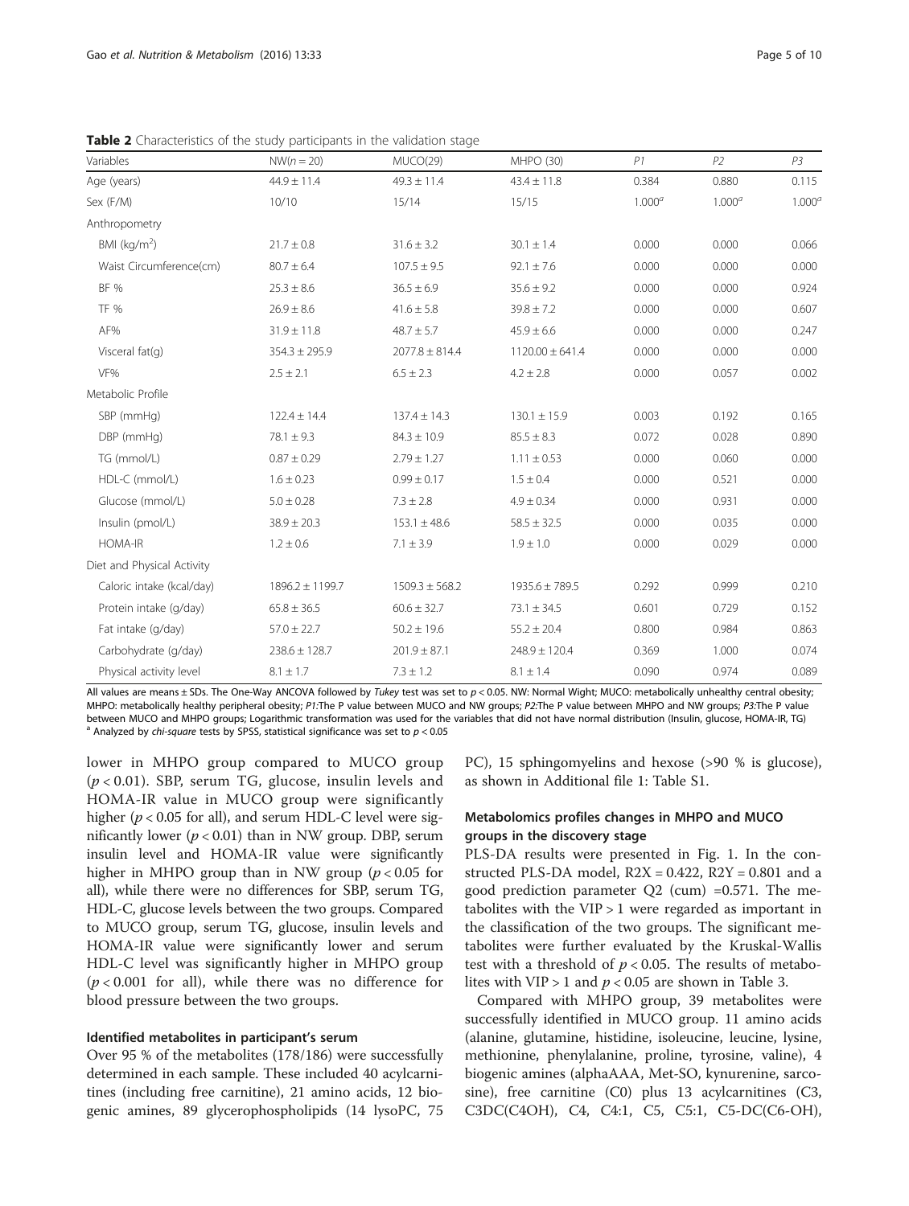**Table 2** Characteristics of the study participants in the validation stage

| Variables | NW(n = 20) | MUCO(29) | MHPO (30) | *P1* | *P2* | *P3* |
|---|---|---|---|---|---|---|
| Age (years) | 44.9 ± 11.4 | 49.3 ± 11.4 | 43.4 ± 11.8 | 0.384 | 0.880 | 0.115 |
| Sex (F/M) | 10/10 | 15/14 | 15/15 | 1.000[a] | 1.000[a] | 1.000[a] |
| Anthropometry | | | | | | |
| BMI (kg/m$^2$) | 21.7 ± 0.8 | 31.6 ± 3.2 | 30.1 ± 1.4 | 0.000 | 0.000 | 0.066 |
| Waist Circumference(cm) | 80.7 ± 6.4 | 107.5 ± 9.5 | 92.1 ± 7.6 | 0.000 | 0.000 | 0.000 |
| BF % | 25.3 ± 8.6 | 36.5 ± 6.9 | 35.6 ± 9.2 | 0.000 | 0.000 | 0.924 |
| TF % | 26.9 ± 8.6 | 41.6 ± 5.8 | 39.8 ± 7.2 | 0.000 | 0.000 | 0.607 |
| AF% | 31.9 ± 11.8 | 48.7 ± 5.7 | 45.9 ± 6.6 | 0.000 | 0.000 | 0.247 |
| Visceral fat(g) | 354.3 ± 295.9 | 2077.8 ± 814.4 | 1120.00 ± 641.4 | 0.000 | 0.000 | 0.000 |
| VF% | 2.5 ± 2.1 | 6.5 ± 2.3 | 4.2 ± 2.8 | 0.000 | 0.057 | 0.002 |
| Metabolic Profile | | | | | | |
| SBP (mmHg) | 122.4 ± 14.4 | 137.4 ± 14.3 | 130.1 ± 15.9 | 0.003 | 0.192 | 0.165 |
| DBP (mmHg) | 78.1 ± 9.3 | 84.3 ± 10.9 | 85.5 ± 8.3 | 0.072 | 0.028 | 0.890 |
| TG (mmol/L) | 0.87 ± 0.29 | 2.79 ± 1.27 | 1.11 ± 0.53 | 0.000 | 0.060 | 0.000 |
| HDL-C (mmol/L) | 1.6 ± 0.23 | 0.99 ± 0.17 | 1.5 ± 0.4 | 0.000 | 0.521 | 0.000 |
| Glucose (mmol/L) | 5.0 ± 0.28 | 7.3 ± 2.8 | 4.9 ± 0.34 | 0.000 | 0.931 | 0.000 |
| Insulin (pmol/L) | 38.9 ± 20.3 | 153.1 ± 48.6 | 58.5 ± 32.5 | 0.000 | 0.035 | 0.000 |
| HOMA-IR | 1.2 ± 0.6 | 7.1 ± 3.9 | 1.9 ± 1.0 | 0.000 | 0.029 | 0.000 |
| Diet and Physical Activity | | | | | | |
| Caloric intake (kcal/day) | 1896.2 ± 1199.7 | 1509.3 ± 568.2 | 1935.6 ± 789.5 | 0.292 | 0.999 | 0.210 |
| Protein intake (g/day) | 65.8 ± 36.5 | 60.6 ± 32.7 | 73.1 ± 34.5 | 0.601 | 0.729 | 0.152 |
| Fat intake (g/day) | 57.0 ± 22.7 | 50.2 ± 19.6 | 55.2 ± 20.4 | 0.800 | 0.984 | 0.863 |
| Carbohydrate (g/day) | 238.6 ± 128.7 | 201.9 ± 87.1 | 248.9 ± 120.4 | 0.369 | 1.000 | 0.074 |
| Physical activity level | 8.1 ± 1.7 | 7.3 ± 1.2 | 8.1 ± 1.4 | 0.090 | 0.974 | 0.089 |

All values are means ± SDs. The One-Way ANCOVA followed by *Tukey* test was set to $p < 0.05$. NW: Normal Wight; MUCO: metabolically unhealthy central obesity; MHPO: metabolically healthy peripheral obesity; *P1*:The P value between MUCO and NW groups; *P2*:The P value between MHPO and NW groups; *P3*:The P value between MUCO and MHPO groups; Logarithmic transformation was used for the variables that did not have normal distribution (Insulin, glucose, HOMA-IR, TG)
[a] Analyzed by *chi-square* tests by SPSS, statistical significance was set to $p < 0.05$

lower in MHPO group compared to MUCO group ($p < 0.01$). SBP, serum TG, glucose, insulin levels and HOMA-IR value in MUCO group were significantly higher ($p < 0.05$ for all), and serum HDL-C level were significantly lower ($p < 0.01$) than in NW group. DBP, serum insulin level and HOMA-IR value were significantly higher in MHPO group than in NW group ($p < 0.05$ for all), while there were no differences for SBP, serum TG, HDL-C, glucose levels between the two groups. Compared to MUCO group, serum TG, glucose, insulin levels and HOMA-IR value were significantly lower and serum HDL-C level was significantly higher in MHPO group ($p < 0.001$ for all), while there was no difference for blood pressure between the two groups.

### Identified metabolites in participant's serum

Over 95 % of the metabolites (178/186) were successfully determined in each sample. These included 40 acylcarnitines (including free carnitine), 21 amino acids, 12 biogenic amines, 89 glycerophospholipids (14 lysoPC, 75 PC), 15 sphingomyelins and hexose (>90 % is glucose), as shown in Additional file 1: Table S1.

### Metabolomics profiles changes in MHPO and MUCO groups in the discovery stage

PLS-DA results were presented in Fig. 1. In the constructed PLS-DA model, $R2X = 0.422$, $R2Y = 0.801$ and a good prediction parameter Q2 (cum) =0.571. The metabolites with the VIP > 1 were regarded as important in the classification of the two groups. The significant metabolites were further evaluated by the Kruskal-Wallis test with a threshold of $p < 0.05$. The results of metabolites with VIP > 1 and $p < 0.05$ are shown in Table 3.

Compared with MHPO group, 39 metabolites were successfully identified in MUCO group. 11 amino acids (alanine, glutamine, histidine, isoleucine, leucine, lysine, methionine, phenylalanine, proline, tyrosine, valine), 4 biogenic amines (alphaAAA, Met-SO, kynurenine, sarcosine), free carnitine (C0) plus 13 acylcarnitines (C3, C3DC(C4OH), C4, C4:1, C5, C5:1, C5-DC(C6-OH),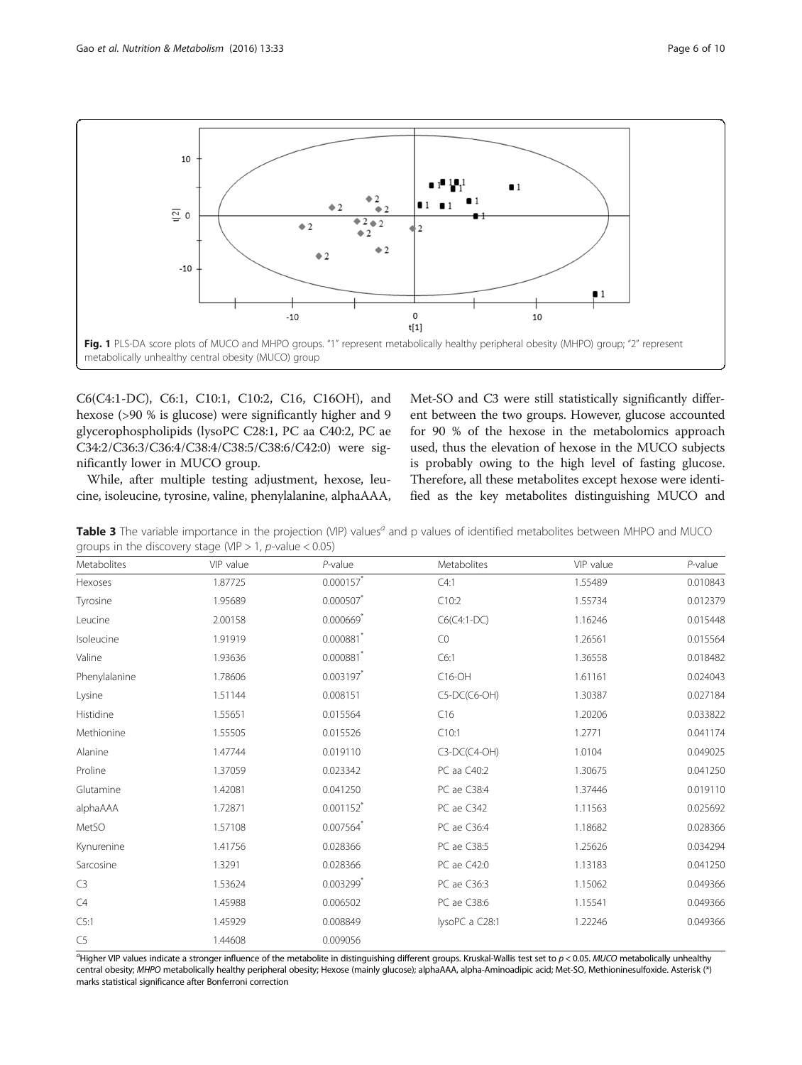Fig. 1 PLS-DA score plots of MUCO and MHPO groups. "1" represent metabolically healthy peripheral obesity (MHPO) group; "2" represent metabolically unhealthy central obesity (MUCO) group

C6(C4:1-DC), C6:1, C10:1, C10:2, C16, C16OH), and hexose (>90 % is glucose) were significantly higher and 9 glycerophospholipids (lysoPC C28:1, PC aa C40:2, PC ae C34:2/C36:3/C36:4/C38:4/C38:5/C38:6/C42:0) were significantly lower in MUCO group.

While, after multiple testing adjustment, hexose, leucine, isoleucine, tyrosine, valine, phenylalanine, alphaAAA, Met-SO and C3 were still statistically significantly different between the two groups. However, glucose accounted for 90 % of the hexose in the metabolomics approach used, thus the elevation of hexose in the MUCO subjects is probably owing to the high level of fasting glucose. Therefore, all these metabolites except hexose were identified as the key metabolites distinguishing MUCO and

**Table 3** The variable importance in the projection (VIP) values[a] and p values of identified metabolites between MHPO and MUCO groups in the discovery stage (VIP > 1, *p*-value < 0.05)

| Metabolites | VIP value | *P*-value | Metabolites | VIP value | *P*-value |
|---|---|---|---|---|---|
| Hexoses | 1.87725 | 0.000157* | C4:1 | 1.55489 | 0.010843 |
| Tyrosine | 1.95689 | 0.000507* | C10:2 | 1.55734 | 0.012379 |
| Leucine | 2.00158 | 0.000669* | C6(C4:1-DC) | 1.16246 | 0.015448 |
| Isoleucine | 1.91919 | 0.000881* | C0 | 1.26561 | 0.015564 |
| Valine | 1.93636 | 0.000881* | C6:1 | 1.36558 | 0.018482 |
| Phenylalanine | 1.78606 | 0.003197* | C16-OH | 1.61161 | 0.024043 |
| Lysine | 1.51144 | 0.008151 | C5-DC(C6-OH) | 1.30387 | 0.027184 |
| Histidine | 1.55651 | 0.015564 | C16 | 1.20206 | 0.033822 |
| Methionine | 1.55505 | 0.015526 | C10:1 | 1.2771 | 0.041174 |
| Alanine | 1.47744 | 0.019110 | C3-DC(C4-OH) | 1.0104 | 0.049025 |
| Proline | 1.37059 | 0.023342 | PC aa C40:2 | 1.30675 | 0.041250 |
| Glutamine | 1.42081 | 0.041250 | PC ae C38:4 | 1.37446 | 0.019110 |
| alphaAAA | 1.72871 | 0.001152* | PC ae C342 | 1.11563 | 0.025692 |
| MetSO | 1.57108 | 0.007564* | PC ae C36:4 | 1.18682 | 0.028366 |
| Kynurenine | 1.41756 | 0.028366 | PC ae C38:5 | 1.25626 | 0.034294 |
| Sarcosine | 1.3291 | 0.028366 | PC ae C42:0 | 1.13183 | 0.041250 |
| C3 | 1.53624 | 0.003299* | PC ae C36:3 | 1.15062 | 0.049366 |
| C4 | 1.45988 | 0.006502 | PC ae C38:6 | 1.15541 | 0.049366 |
| C5:1 | 1.45929 | 0.008849 | lysoPC a C28:1 | 1.22246 | 0.049366 |
| C5 | 1.44608 | 0.009056 | | | |

[a]Higher VIP values indicate a stronger influence of the metabolite in distinguishing different groups. Kruskal-Wallis test set to $p < 0.05$. *MUCO* metabolically unhealthy central obesity; *MHPO* metabolically healthy peripheral obesity; Hexose (mainly glucose); alphaAAA, alpha-Aminoadipic acid; Met-SO, Methioninesulfoxide. Asterisk (*) marks statistical significance after Bonferroni correction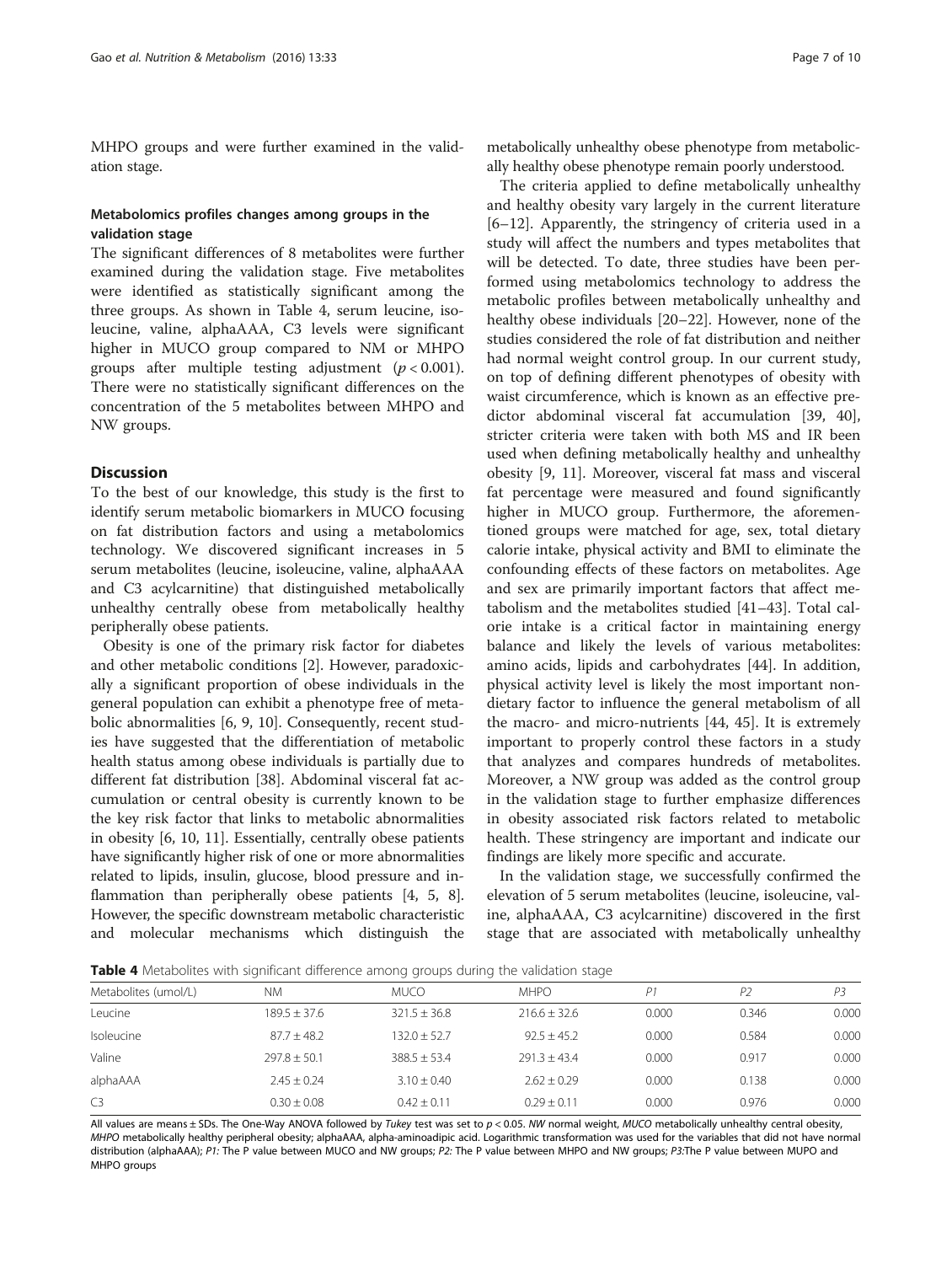MHPO groups and were further examined in the validation stage.

### Metabolomics profiles changes among groups in the validation stage

The significant differences of 8 metabolites were further examined during the validation stage. Five metabolites were identified as statistically significant among the three groups. As shown in Table 4, serum leucine, isoleucine, valine, alphaAAA, C3 levels were significant higher in MUCO group compared to NM or MHPO groups after multiple testing adjustment ($p < 0.001$). There were no statistically significant differences on the concentration of the 5 metabolites between MHPO and NW groups.

## Discussion

To the best of our knowledge, this study is the first to identify serum metabolic biomarkers in MUCO focusing on fat distribution factors and using a metabolomics technology. We discovered significant increases in 5 serum metabolites (leucine, isoleucine, valine, alphaAAA and C3 acylcarnitine) that distinguished metabolically unhealthy centrally obese from metabolically healthy peripherally obese patients.

Obesity is one of the primary risk factor for diabetes and other metabolic conditions [2]. However, paradoxically a significant proportion of obese individuals in the general population can exhibit a phenotype free of metabolic abnormalities [6, 9, 10]. Consequently, recent studies have suggested that the differentiation of metabolic health status among obese individuals is partially due to different fat distribution [38]. Abdominal visceral fat accumulation or central obesity is currently known to be the key risk factor that links to metabolic abnormalities in obesity [6, 10, 11]. Essentially, centrally obese patients have significantly higher risk of one or more abnormalities related to lipids, insulin, glucose, blood pressure and inflammation than peripherally obese patients [4, 5, 8]. However, the specific downstream metabolic characteristic and molecular mechanisms which distinguish the metabolically unhealthy obese phenotype from metabolically healthy obese phenotype remain poorly understood.

The criteria applied to define metabolically unhealthy and healthy obesity vary largely in the current literature [6–12]. Apparently, the stringency of criteria used in a study will affect the numbers and types metabolites that will be detected. To date, three studies have been performed using metabolomics technology to address the metabolic profiles between metabolically unhealthy and healthy obese individuals [20–22]. However, none of the studies considered the role of fat distribution and neither had normal weight control group. In our current study, on top of defining different phenotypes of obesity with waist circumference, which is known as an effective predictor abdominal visceral fat accumulation [39, 40], stricter criteria were taken with both MS and IR been used when defining metabolically healthy and unhealthy obesity [9, 11]. Moreover, visceral fat mass and visceral fat percentage were measured and found significantly higher in MUCO group. Furthermore, the aforementioned groups were matched for age, sex, total dietary calorie intake, physical activity and BMI to eliminate the confounding effects of these factors on metabolites. Age and sex are primarily important factors that affect metabolism and the metabolites studied [41–43]. Total calorie intake is a critical factor in maintaining energy balance and likely the levels of various metabolites: amino acids, lipids and carbohydrates [44]. In addition, physical activity level is likely the most important non-dietary factor to influence the general metabolism of all the macro- and micro-nutrients [44, 45]. It is extremely important to properly control these factors in a study that analyzes and compares hundreds of metabolites. Moreover, a NW group was added as the control group in the validation stage to further emphasize differences in obesity associated risk factors related to metabolic health. These stringency are important and indicate our findings are likely more specific and accurate.

In the validation stage, we successfully confirmed the elevation of 5 serum metabolites (leucine, isoleucine, valine, alphaAAA, C3 acylcarnitine) discovered in the first stage that are associated with metabolically unhealthy

**Table 4** Metabolites with significant difference among groups during the validation stage

| Metabolites (umol/L) | NM | MUCO | MHPO | P1 | P2 | P3 |
|---|---|---|---|---|---|---|
| Leucine | 189.5 ± 37.6 | 321.5 ± 36.8 | 216.6 ± 32.6 | 0.000 | 0.346 | 0.000 |
| Isoleucine | 87.7 ± 48.2 | 132.0 ± 52.7 | 92.5 ± 45.2 | 0.000 | 0.584 | 0.000 |
| Valine | 297.8 ± 50.1 | 388.5 ± 53.4 | 291.3 ± 43.4 | 0.000 | 0.917 | 0.000 |
| alphaAAA | 2.45 ± 0.24 | 3.10 ± 0.40 | 2.62 ± 0.29 | 0.000 | 0.138 | 0.000 |
| C3 | 0.30 ± 0.08 | 0.42 ± 0.11 | 0.29 ± 0.11 | 0.000 | 0.976 | 0.000 |

All values are means ± SDs. The One-Way ANOVA followed by *Tukey* test was set to $p < 0.05$. *NW* normal weight, *MUCO* metabolically unhealthy central obesity, *MHPO* metabolically healthy peripheral obesity; alphaAAA, alpha-aminoadipic acid. Logarithmic transformation was used for the variables that did not have normal distribution (alphaAAA); *P1:* The P value between MUCO and NW groups; *P2:* The P value between MHPO and NW groups; *P3:*The P value between MUPO and MHPO groups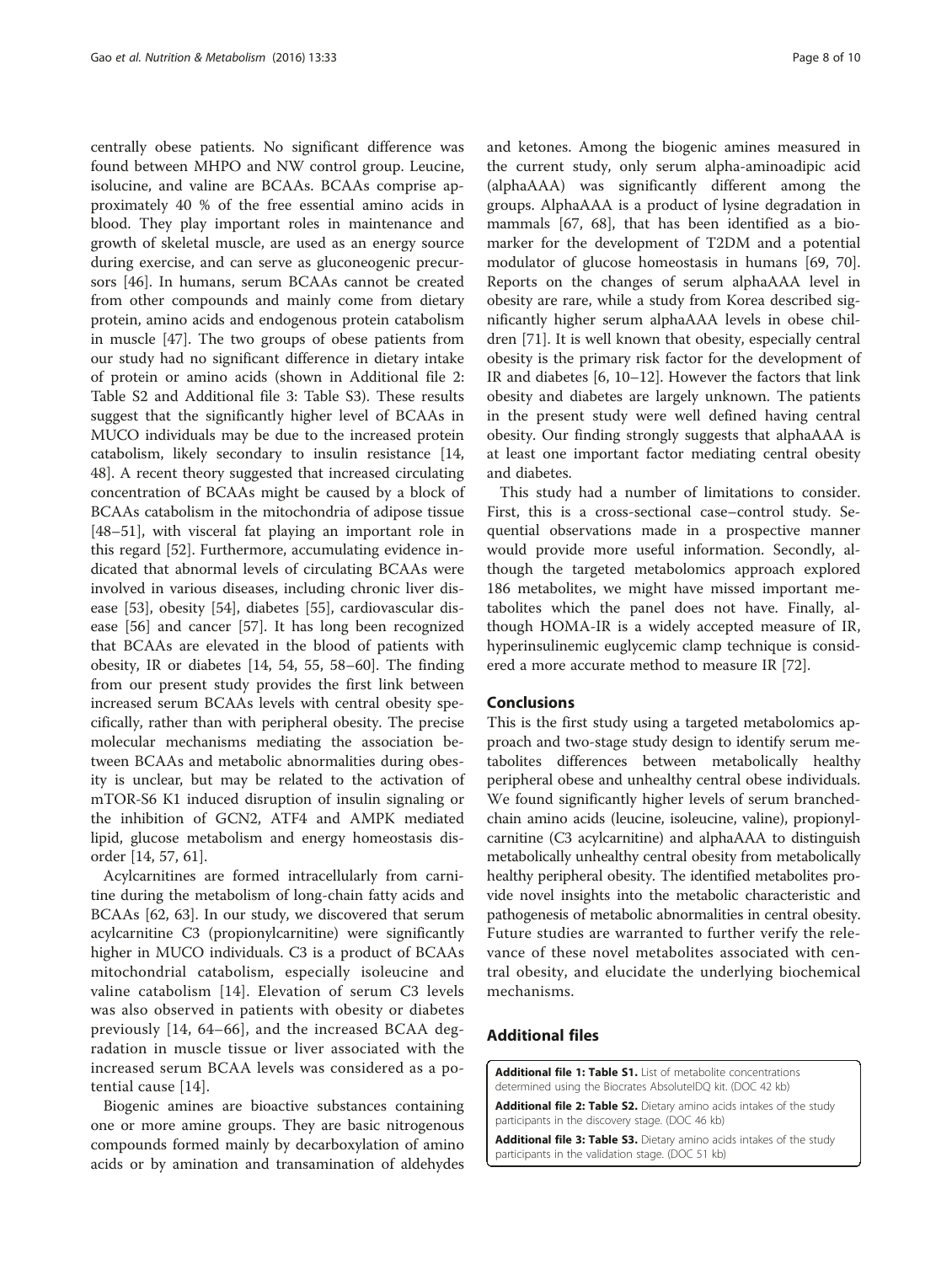centrally obese patients. No significant difference was found between MHPO and NW control group. Leucine, isolucine, and valine are BCAAs. BCAAs comprise approximately 40 % of the free essential amino acids in blood. They play important roles in maintenance and growth of skeletal muscle, are used as an energy source during exercise, and can serve as gluconeogenic precursors [46]. In humans, serum BCAAs cannot be created from other compounds and mainly come from dietary protein, amino acids and endogenous protein catabolism in muscle [47]. The two groups of obese patients from our study had no significant difference in dietary intake of protein or amino acids (shown in Additional file 2: Table S2 and Additional file 3: Table S3). These results suggest that the significantly higher level of BCAAs in MUCO individuals may be due to the increased protein catabolism, likely secondary to insulin resistance [14, 48]. A recent theory suggested that increased circulating concentration of BCAAs might be caused by a block of BCAAs catabolism in the mitochondria of adipose tissue [48–51], with visceral fat playing an important role in this regard [52]. Furthermore, accumulating evidence indicated that abnormal levels of circulating BCAAs were involved in various diseases, including chronic liver disease [53], obesity [54], diabetes [55], cardiovascular disease [56] and cancer [57]. It has long been recognized that BCAAs are elevated in the blood of patients with obesity, IR or diabetes [14, 54, 55, 58–60]. The finding from our present study provides the first link between increased serum BCAAs levels with central obesity specifically, rather than with peripheral obesity. The precise molecular mechanisms mediating the association between BCAAs and metabolic abnormalities during obesity is unclear, but may be related to the activation of mTOR-S6 K1 induced disruption of insulin signaling or the inhibition of GCN2, ATF4 and AMPK mediated lipid, glucose metabolism and energy homeostasis disorder [14, 57, 61].

Acylcarnitines are formed intracellularly from carnitine during the metabolism of long-chain fatty acids and BCAAs [62, 63]. In our study, we discovered that serum acylcarnitine C3 (propionylcarnitine) were significantly higher in MUCO individuals. C3 is a product of BCAAs mitochondrial catabolism, especially isoleucine and valine catabolism [14]. Elevation of serum C3 levels was also observed in patients with obesity or diabetes previously [14, 64–66], and the increased BCAA degradation in muscle tissue or liver associated with the increased serum BCAA levels was considered as a potential cause [14].

Biogenic amines are bioactive substances containing one or more amine groups. They are basic nitrogenous compounds formed mainly by decarboxylation of amino acids or by amination and transamination of aldehydes and ketones. Among the biogenic amines measured in the current study, only serum alpha-aminoadipic acid (alphaAAA) was significantly different among the groups. AlphaAAA is a product of lysine degradation in mammals [67, 68], that has been identified as a biomarker for the development of T2DM and a potential modulator of glucose homeostasis in humans [69, 70]. Reports on the changes of serum alphaAAA level in obesity are rare, while a study from Korea described significantly higher serum alphaAAA levels in obese children [71]. It is well known that obesity, especially central obesity is the primary risk factor for the development of IR and diabetes [6, 10–12]. However the factors that link obesity and diabetes are largely unknown. The patients in the present study were well defined having central obesity. Our finding strongly suggests that alphaAAA is at least one important factor mediating central obesity and diabetes.

This study had a number of limitations to consider. First, this is a cross-sectional case–control study. Sequential observations made in a prospective manner would provide more useful information. Secondly, although the targeted metabolomics approach explored 186 metabolites, we might have missed important metabolites which the panel does not have. Finally, although HOMA-IR is a widely accepted measure of IR, hyperinsulinemic euglycemic clamp technique is considered a more accurate method to measure IR [72].

## Conclusions

This is the first study using a targeted metabolomics approach and two-stage study design to identify serum metabolites differences between metabolically healthy peripheral obese and unhealthy central obese individuals. We found significantly higher levels of serum branched-chain amino acids (leucine, isoleucine, valine), propionylcarnitine (C3 acylcarnitine) and alphaAAA to distinguish metabolically unhealthy central obesity from metabolically healthy peripheral obesity. The identified metabolites provide novel insights into the metabolic characteristic and pathogenesis of metabolic abnormalities in central obesity. Future studies are warranted to further verify the relevance of these novel metabolites associated with central obesity, and elucidate the underlying biochemical mechanisms.

## Additional files

**Additional file 1: Table S1.** List of metabolite concentrations determined using the Biocrates AbsoluteIDQ kit. (DOC 42 kb)

**Additional file 2: Table S2.** Dietary amino acids intakes of the study participants in the discovery stage. (DOC 46 kb)

**Additional file 3: Table S3.** Dietary amino acids intakes of the study participants in the validation stage. (DOC 51 kb)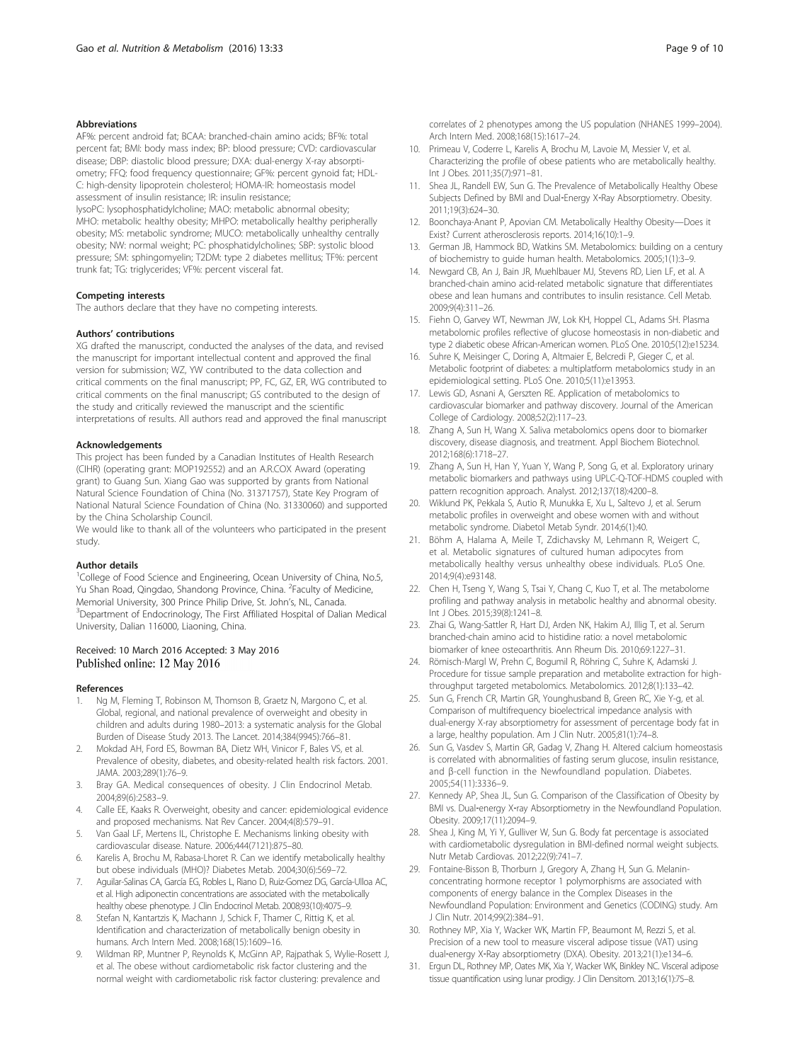## Abbreviations

AF%: percent android fat; BCAA: branched-chain amino acids; BF%: total percent fat; BMI: body mass index; BP: blood pressure; CVD: cardiovascular disease; DBP: diastolic blood pressure; DXA: dual-energy X-ray absorptiometry; FFQ: food frequency questionnaire; GF%: percent gynoid fat; HDL-C: high-density lipoprotein cholesterol; HOMA-IR: homeostasis model assessment of insulin resistance; IR: insulin resistance; lysoPC: lysophosphatidylcholine; MAO: metabolic abnormal obesity; MHO: metabolic healthy obesity; MHPO: metabolically healthy peripherally obesity; MS: metabolic syndrome; MUCO: metabolically unhealthy centrally obesity; NW: normal weight; PC: phosphatidylcholines; SBP: systolic blood pressure; SM: sphingomyelin; T2DM: type 2 diabetes mellitus; TF%: percent trunk fat; TG: triglycerides; VF%: percent visceral fat.

## Competing interests

The authors declare that they have no competing interests.

## Authors' contributions

XG drafted the manuscript, conducted the analyses of the data, and revised the manuscript for important intellectual content and approved the final version for submission; WZ, YW contributed to the data collection and critical comments on the final manuscript; PP, FC, GZ, ER, WG contributed to critical comments on the final manuscript; GS contributed to the design of the study and critically reviewed the manuscript and the scientific interpretations of results. All authors read and approved the final manuscript

## Acknowledgements

This project has been funded by a Canadian Institutes of Health Research (CIHR) (operating grant: MOP192552) and an A.R.COX Award (operating grant) to Guang Sun. Xiang Gao was supported by grants from National Natural Science Foundation of China (No. 31371757), State Key Program of National Natural Science Foundation of China (No. 31330060) and supported by the China Scholarship Council.

We would like to thank all of the volunteers who participated in the present study.

## Author details

[1]College of Food Science and Engineering, Ocean University of China, No.5, Yu Shan Road, Qingdao, Shandong Province, China. [2]Faculty of Medicine, Memorial University, 300 Prince Philip Drive, St. John's, NL, Canada. [3]Department of Endocrinology, The First Affiliated Hospital of Dalian Medical University, Dalian 116000, Liaoning, China.

Received: 10 March 2016 Accepted: 3 May 2016
Published online: 12 May 2016

## References

1. Ng M, Fleming T, Robinson M, Thomson B, Graetz N, Margono C, et al. Global, regional, and national prevalence of overweight and obesity in children and adults during 1980–2013: a systematic analysis for the Global Burden of Disease Study 2013. The Lancet. 2014;384(9945):766–81.
2. Mokdad AH, Ford ES, Bowman BA, Dietz WH, Vinicor F, Bales VS, et al. Prevalence of obesity, diabetes, and obesity-related health risk factors. 2001. JAMA. 2003;289(1):76–9.
3. Bray GA. Medical consequences of obesity. J Clin Endocrinol Metab. 2004;89(6):2583–9.
4. Calle EE, Kaaks R. Overweight, obesity and cancer: epidemiological evidence and proposed mechanisms. Nat Rev Cancer. 2004;4(8):579–91.
5. Van Gaal LF, Mertens IL, Christophe E. Mechanisms linking obesity with cardiovascular disease. Nature. 2006;444(7121):875–80.
6. Karelis A, Brochu M, Rabasa-Lhoret R. Can we identify metabolically healthy but obese individuals (MHO)? Diabetes Metab. 2004;30(6):569–72.
7. Aguilar-Salinas CA, García EG, Robles L, Riano D, Ruiz-Gomez DG, García-Ulloa AC, et al. High adiponectin concentrations are associated with the metabolically healthy obese phenotype. J Clin Endocrinol Metab. 2008;93(10):4075–9.
8. Stefan N, Kantartzis K, Machann J, Schick F, Thamer C, Rittig K, et al. Identification and characterization of metabolically benign obesity in humans. Arch Intern Med. 2008;168(15):1609–16.
9. Wildman RP, Muntner P, Reynolds K, McGinn AP, Rajpathak S, Wylie-Rosett J, et al. The obese without cardiometabolic risk factor clustering and the normal weight with cardiometabolic risk factor clustering: prevalence and correlates of 2 phenotypes among the US population (NHANES 1999–2004). Arch Intern Med. 2008;168(15):1617–24.
10. Primeau V, Coderre L, Karelis A, Brochu M, Lavoie M, Messier V, et al. Characterizing the profile of obese patients who are metabolically healthy. Int J Obes. 2011;35(7):971–81.
11. Shea JL, Randell EW, Sun G. The Prevalence of Metabolically Healthy Obese Subjects Defined by BMI and Dual-Energy X-Ray Absorptiometry. Obesity. 2011;19(3):624–30.
12. Boonchaya-Anant P, Apovian CM. Metabolically Healthy Obesity—Does it Exist? Current atherosclerosis reports. 2014;16(10):1–9.
13. German JB, Hammock BD, Watkins SM. Metabolomics: building on a century of biochemistry to guide human health. Metabolomics. 2005;1(1):3–9.
14. Newgard CB, An J, Bain JR, Muehlbauer MJ, Stevens RD, Lien LF, et al. A branched-chain amino acid-related metabolic signature that differentiates obese and lean humans and contributes to insulin resistance. Cell Metab. 2009;9(4):311–26.
15. Fiehn O, Garvey WT, Newman JW, Lok KH, Hoppel CL, Adams SH. Plasma metabolomic profiles reflective of glucose homeostasis in non-diabetic and type 2 diabetic obese African-American women. PLoS One. 2010;5(12):e15234.
16. Suhre K, Meisinger C, Doring A, Altmaier E, Belcredi P, Gieger C, et al. Metabolic footprint of diabetes: a multiplatform metabolomics study in an epidemiological setting. PLoS One. 2010;5(11):e13953.
17. Lewis GD, Asnani A, Gerszten RE. Application of metabolomics to cardiovascular biomarker and pathway discovery. Journal of the American College of Cardiology. 2008;52(2):117–23.
18. Zhang A, Sun H, Wang X. Saliva metabolomics opens door to biomarker discovery, disease diagnosis, and treatment. Appl Biochem Biotechnol. 2012;168(6):1718–27.
19. Zhang A, Sun H, Han Y, Yuan Y, Wang P, Song G, et al. Exploratory urinary metabolic biomarkers and pathways using UPLC-Q-TOF-HDMS coupled with pattern recognition approach. Analyst. 2012;137(18):4200–8.
20. Wiklund PK, Pekkala S, Autio R, Munukka E, Xu L, Saltevo J, et al. Serum metabolic profiles in overweight and obese women with and without metabolic syndrome. Diabetol Metab Syndr. 2014;6(1):40.
21. Böhm A, Halama A, Meile T, Zdichavsky M, Lehmann R, Weigert C, et al. Metabolic signatures of cultured human adipocytes from metabolically healthy versus unhealthy obese individuals. PLoS One. 2014;9(4):e93148.
22. Chen H, Tseng Y, Wang S, Tsai Y, Chang C, Kuo T, et al. The metabolome profiling and pathway analysis in metabolic healthy and abnormal obesity. Int J Obes. 2015;39(8):1241–8.
23. Zhai G, Wang-Sattler R, Hart DJ, Arden NK, Hakim AJ, Illig T, et al. Serum branched-chain amino acid to histidine ratio: a novel metabolomic biomarker of knee osteoarthritis. Ann Rheum Dis. 2010;69:1227–31.
24. Römisch-Margl W, Prehn C, Bogumil R, Röhring C, Suhre K, Adamski J. Procedure for tissue sample preparation and metabolite extraction for high-throughput targeted metabolomics. Metabolomics. 2012;8(1):133–42.
25. Sun G, French CR, Martin GR, Younghusband B, Green RC, Xie Y-g, et al. Comparison of multifrequency bioelectrical impedance analysis with dual-energy X-ray absorptiometry for assessment of percentage body fat in a large, healthy population. Am J Clin Nutr. 2005;81(1):74–8.
26. Sun G, Vasdev S, Martin GR, Gadag V, Zhang H. Altered calcium homeostasis is correlated with abnormalities of fasting serum glucose, insulin resistance, and β-cell function in the Newfoundland population. Diabetes. 2005;54(11):3336–9.
27. Kennedy AP, Shea JL, Sun G. Comparison of the Classification of Obesity by BMI vs. Dual-energy X-ray Absorptiometry in the Newfoundland Population. Obesity. 2009;17(11):2094–9.
28. Shea J, King M, Yi Y, Gulliver W, Sun G. Body fat percentage is associated with cardiometabolic dysregulation in BMI-defined normal weight subjects. Nutr Metab Cardiovas. 2012;22(9):741–7.
29. Fontaine-Bisson B, Thorburn J, Gregory A, Zhang H, Sun G. Melanin-concentrating hormone receptor 1 polymorphisms are associated with components of energy balance in the Complex Diseases in the Newfoundland Population: Environment and Genetics (CODING) study. Am J Clin Nutr. 2014;99(2):384–91.
30. Rothney MP, Xia Y, Wacker WK, Martin FP, Beaumont M, Rezzi S, et al. Precision of a new tool to measure visceral adipose tissue (VAT) using dual-energy X-Ray absorptiometry (DXA). Obesity. 2013;21(1):e134–6.
31. Ergun DL, Rothney MP, Oates MK, Xia Y, Wacker WK, Binkley NC. Visceral adipose tissue quantification using lunar prodigy. J Clin Densitom. 2013;16(1):75–8.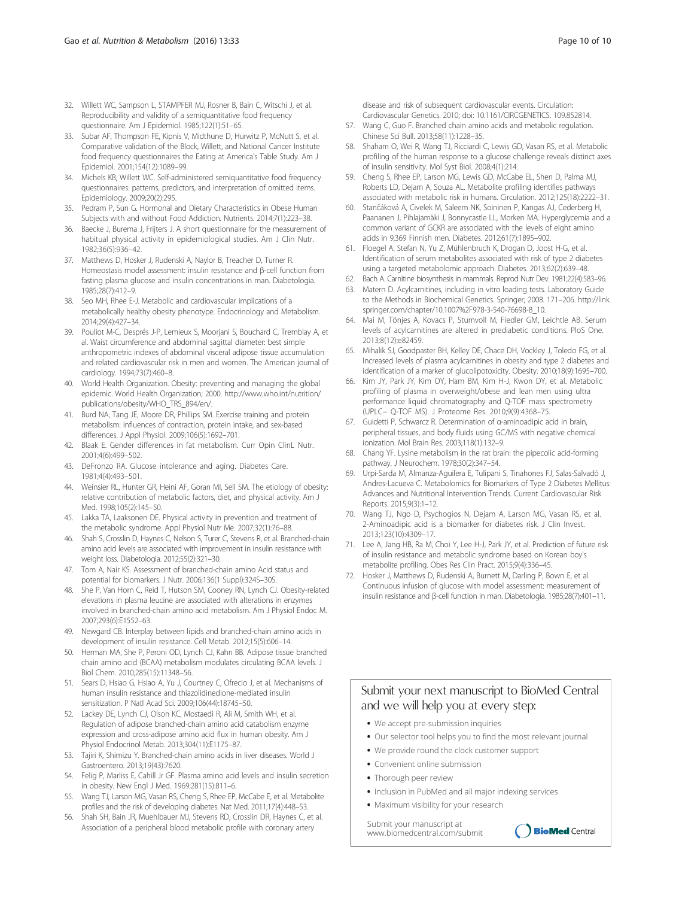32. Willett WC, Sampson L, STAMPFER MJ, Rosner B, Bain C, Witschi J, et al. Reproducibility and validity of a semiquantitative food frequency questionnaire. Am J Epidemiol. 1985;122(1):51–65.
33. Subar AF, Thompson FE, Kipnis V, Midthune D, Hurwitz P, McNutt S, et al. Comparative validation of the Block, Willett, and National Cancer Institute food frequency questionnaires the Eating at America's Table Study. Am J Epidemiol. 2001;154(12):1089–99.
34. Michels KB, Willett WC. Self-administered semiquantitative food frequency questionnaires: patterns, predictors, and interpretation of omitted items. Epidemiology. 2009;20(2):295.
35. Pedram P, Sun G. Hormonal and Dietary Characteristics in Obese Human Subjects with and without Food Addiction. Nutrients. 2014;7(1):223–38.
36. Baecke J, Burema J, Frijters J. A short questionnaire for the measurement of habitual physical activity in epidemiological studies. Am J Clin Nutr. 1982;36(5):936–42.
37. Matthews D, Hosker J, Rudenski A, Naylor B, Treacher D, Turner R. Homeostasis model assessment: insulin resistance and β-cell function from fasting plasma glucose and insulin concentrations in man. Diabetologia. 1985;28(7):412–9.
38. Seo MH, Rhee E-J. Metabolic and cardiovascular implications of a metabolically healthy obesity phenotype. Endocrinology and Metabolism. 2014;29(4):427–34.
39. Pouliot M-C, Després J-P, Lemieux S, Moorjani S, Bouchard C, Tremblay A, et al. Waist circumference and abdominal sagittal diameter: best simple anthropometric indexes of abdominal visceral adipose tissue accumulation and related cardiovascular risk in men and women. The American journal of cardiology. 1994;73(7):460–8.
40. World Health Organization. Obesity: preventing and managing the global epidemic. World Health Organization; 2000. http://www.who.int/nutrition/publications/obesity/WHO_TRS_894/en/.
41. Burd NA, Tang JE, Moore DR, Phillips SM. Exercise training and protein metabolism: influences of contraction, protein intake, and sex-based differences. J Appl Physiol. 2009;106(5):1692–701.
42. Blaak E. Gender differences in fat metabolism. Curr Opin ClinL Nutr. 2001;4(6):499–502.
43. DeFronzo RA. Glucose intolerance and aging. Diabetes Care. 1981;4(4):493–501.
44. Weinsier RL, Hunter GR, Heini AF, Goran MI, Sell SM. The etiology of obesity: relative contribution of metabolic factors, diet, and physical activity. Am J Med. 1998;105(2):145–50.
45. Lakka TA, Laaksonen DE. Physical activity in prevention and treatment of the metabolic syndrome. Appl Physiol Nutr Me. 2007;32(1):76–88.
46. Shah S, Crosslin D, Haynes C, Nelson S, Turer C, Stevens R, et al. Branched-chain amino acid levels are associated with improvement in insulin resistance with weight loss. Diabetologia. 2012;55(2):321–30.
47. Tom A, Nair KS. Assessment of branched-chain amino Acid status and potential for biomarkers. J Nutr. 2006;136(1 Suppl):324S–30S.
48. She P, Van Horn C, Reid T, Hutson SM, Cooney RN, Lynch CJ. Obesity-related elevations in plasma leucine are associated with alterations in enzymes involved in branched-chain amino acid metabolism. Am J Physiol Endoc M. 2007;293(6):E1552–63.
49. Newgard CB. Interplay between lipids and branched-chain amino acids in development of insulin resistance. Cell Metab. 2012;15(5):606–14.
50. Herman MA, She P, Peroni OD, Lynch CJ, Kahn BB. Adipose tissue branched chain amino acid (BCAA) metabolism modulates circulating BCAA levels. J Biol Chem. 2010;285(15):11348–56.
51. Sears D, Hsiao G, Hsiao A, Yu J, Courtney C, Ofrecio J, et al. Mechanisms of human insulin resistance and thiazolidinedione-mediated insulin sensitization. P Natl Acad Sci. 2009;106(44):18745–50.
52. Lackey DE, Lynch CJ, Olson KC, Mostaedi R, Ali M, Smith WH, et al. Regulation of adipose branched-chain amino acid catabolism enzyme expression and cross-adipose amino acid flux in human obesity. Am J Physiol Endocrinol Metab. 2013;304(11):E1175–87.
53. Tajiri K, Shimizu Y. Branched-chain amino acids in liver diseases. World J Gastroentero. 2013;19(43):7620.
54. Felig P, Marliss E, Cahill Jr GF. Plasma amino acid levels and insulin secretion in obesity. New Engl J Med. 1969;281(15):811–6.
55. Wang TJ, Larson MG, Vasan RS, Cheng S, Rhee EP, McCabe E, et al. Metabolite profiles and the risk of developing diabetes. Nat Med. 2011;17(4):448–53.
56. Shah SH, Bain JR, Muehlbauer MJ, Stevens RD, Crosslin DR, Haynes C, et al. Association of a peripheral blood metabolic profile with coronary artery disease and risk of subsequent cardiovascular events. Circulation: Cardiovascular Genetics. 2010; doi: 10.1161/CIRCGENETICS. 109.852814.
57. Wang C, Guo F. Branched chain amino acids and metabolic regulation. Chinese Sci Bull. 2013;58(11):1228–35.
58. Shaham O, Wei R, Wang TJ, Ricciardi C, Lewis GD, Vasan RS, et al. Metabolic profiling of the human response to a glucose challenge reveals distinct axes of insulin sensitivity. Mol Syst Biol. 2008;4(1):214.
59. Cheng S, Rhee EP, Larson MG, Lewis GD, McCabe EL, Shen D, Palma MJ, Roberts LD, Dejam A, Souza AL. Metabolite profiling identifies pathways associated with metabolic risk in humans. Circulation. 2012;125(18):2222–31.
60. Stančáková A, Civelek M, Saleem NK, Soininen P, Kangas AJ, Cederberg H, Paananen J, Pihlajamäki J, Bonnycastle LL, Morken MA. Hyperglycemia and a common variant of GCKR are associated with the levels of eight amino acids in 9,369 Finnish men. Diabetes. 2012;61(7):1895–902.
61. Floegel A, Stefan N, Yu Z, Mühlenbruch K, Drogan D, Joost H-G, et al. Identification of serum metabolites associated with risk of type 2 diabetes using a targeted metabolomic approach. Diabetes. 2013;62(2):639–48.
62. Bach A. Carnitine biosynthesis in mammals. Reprod Nutr Dev. 1981;22(4):583–96.
63. Matern D. Acylcarnitines, including in vitro loading tests. Laboratory Guide to the Methods in Biochemical Genetics. Springer; 2008. 171–206. http://link.springer.com/chapter/10.1007%2F978-3-540-76698-8_10.
64. Mai M, Tönjes A, Kovacs P, Stumvoll M, Fiedler GM, Leichtle AB. Serum levels of acylcarnitines are altered in prediabetic conditions. PloS One. 2013;8(12):e82459.
65. Mihalik SJ, Goodpaster BH, Kelley DE, Chace DH, Vockley J, Toledo FG, et al. Increased levels of plasma acylcarnitines in obesity and type 2 diabetes and identification of a marker of glucolipotoxicity. Obesity. 2010;18(9):1695–700.
66. Kim JY, Park JY, Kim OY, Ham BM, Kim H-J, Kwon DY, et al. Metabolic profiling of plasma in overweight/obese and lean men using ultra performance liquid chromatography and Q-TOF mass spectrometry (UPLC– Q-TOF MS). J Proteome Res. 2010;9(9):4368–75.
67. Guidetti P, Schwarcz R. Determination of α-aminoadipic acid in brain, peripheral tissues, and body fluids using GC/MS with negative chemical ionization. Mol Brain Res. 2003;118(1):132–9.
68. Chang YF. Lysine metabolism in the rat brain: the pipecolic acid-forming pathway. J Neurochem. 1978;30(2):347–54.
69. Urpi-Sarda M, Almanza-Aguilera E, Tulipani S, Tinahones FJ, Salas-Salvadó J, Andres-Lacueva C. Metabolomics for Biomarkers of Type 2 Diabetes Mellitus: Advances and Nutritional Intervention Trends. Current Cardiovascular Risk Reports. 2015;9(3):1–12.
70. Wang TJ, Ngo D, Psychogios N, Dejam A, Larson MG, Vasan RS, et al. 2-Aminoadipic acid is a biomarker for diabetes risk. J Clin Invest. 2013;123(10):4309–17.
71. Lee A, Jang HB, Ra M, Choi Y, Lee H-J, Park JY, et al. Prediction of future risk of insulin resistance and metabolic syndrome based on Korean boy's metabolite profiling. Obes Res Clin Pract. 2015;9(4):336–45.
72. Hosker J, Matthews D, Rudenski A, Burnett M, Darling P, Bown E, et al. Continuous infusion of glucose with model assessment: measurement of insulin resistance and β-cell function in man. Diabetologia. 1985;28(7):401–11.

Submit your next manuscript to BioMed Central and we will help you at every step:

- We accept pre-submission inquiries
- Our selector tool helps you to find the most relevant journal
- We provide round the clock customer support
- Convenient online submission
- Thorough peer review
- Inclusion in PubMed and all major indexing services
- Maximum visibility for your research

Submit your manuscript at
www.biomedcentral.com/submit

BioMed Central